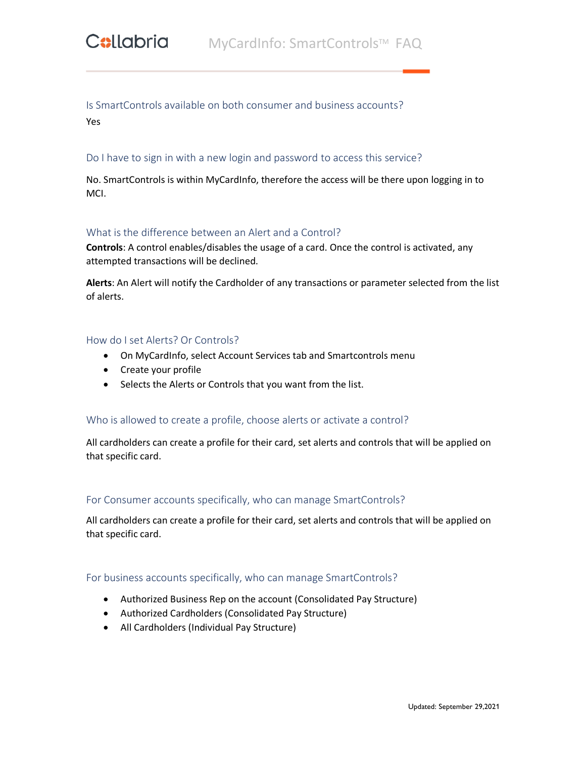# MyCardInfo: SmartControls™ FAQ

## Is SmartControls available on both consumer and business accounts?

Yes

## Do I have to sign in with a new login and password to access this service?

No. SmartControls is within MyCardInfo, therefore the access will be there upon logging in to MCI.

## What is the difference between an Alert and a Control?

**Controls**: A control enables/disables the usage of a card. Once the control is activated, any attempted transactions will be declined.

**Alerts**: An Alert will notify the Cardholder of any transactions or parameter selected from the list of alerts.

## How do I set Alerts? Or Controls?

- On MyCardInfo, select Account Services tab and Smartcontrols menu
- Create your profile
- Selects the Alerts or Controls that you want from the list.

## Who is allowed to create a profile, choose alerts or activate a control?

All cardholders can create a profile for their card, set alerts and controls that will be applied on that specific card.

## For Consumer accounts specifically, who can manage SmartControls?

All cardholders can create a profile for their card, set alerts and controls that will be applied on that specific card.

## For business accounts specifically, who can manage SmartControls?

- Authorized Business Rep on the account (Consolidated Pay Structure)
- Authorized Cardholders (Consolidated Pay Structure)
- All Cardholders (Individual Pay Structure)

Updated: September 29,2021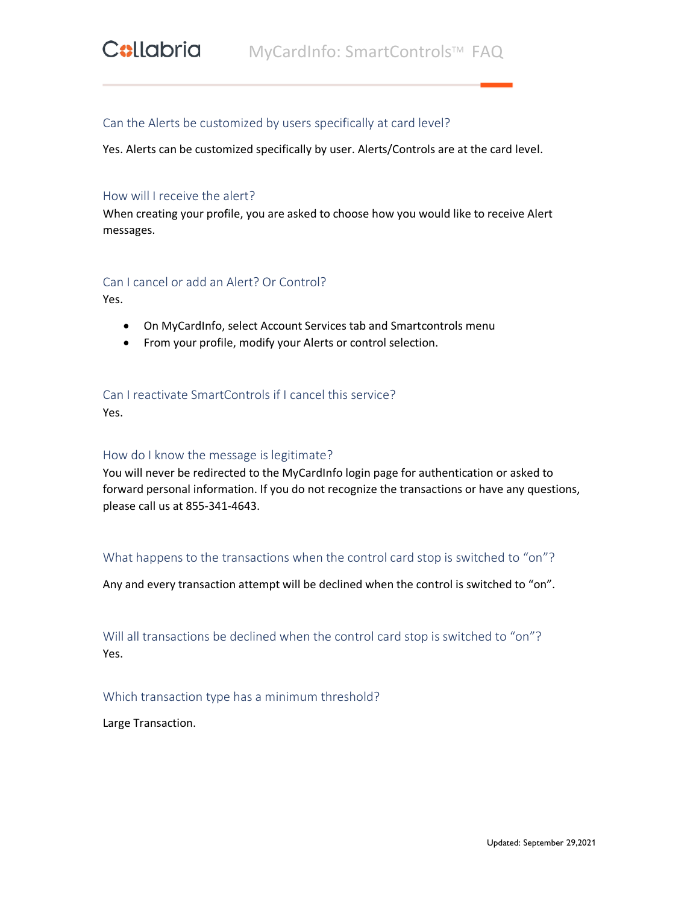## Can the Alerts be customized by users specifically at card level?

Yes. Alerts can be customized specifically by user. Alerts/Controls are at the card level.

## How will I receive the alert?

When creating your profile, you are asked to choose how you would like to receive Alert messages.

## Can I cancel or add an Alert? Or Control?

Yes.

- On MyCardInfo, select Account Services tab and Smartcontrols menu
- From your profile, modify your Alerts or control selection.

## Can I reactivate SmartControls if I cancel this service?

Yes.

## How do I know the message is legitimate?

You will never be redirected to the MyCardInfo login page for authentication or asked to forward personal information. If you do not recognize the transactions or have any questions, please call us at 855-341-4643.

## What happens to the transactions when the control card stop is switched to "on"?

Any and every transaction attempt will be declined when the control is switched to "on".

## Will all transactions be declined when the control card stop is switched to "on"?

Yes.

## Which transaction type has a minimum threshold?

Large Transaction.

Updated: September 29,2021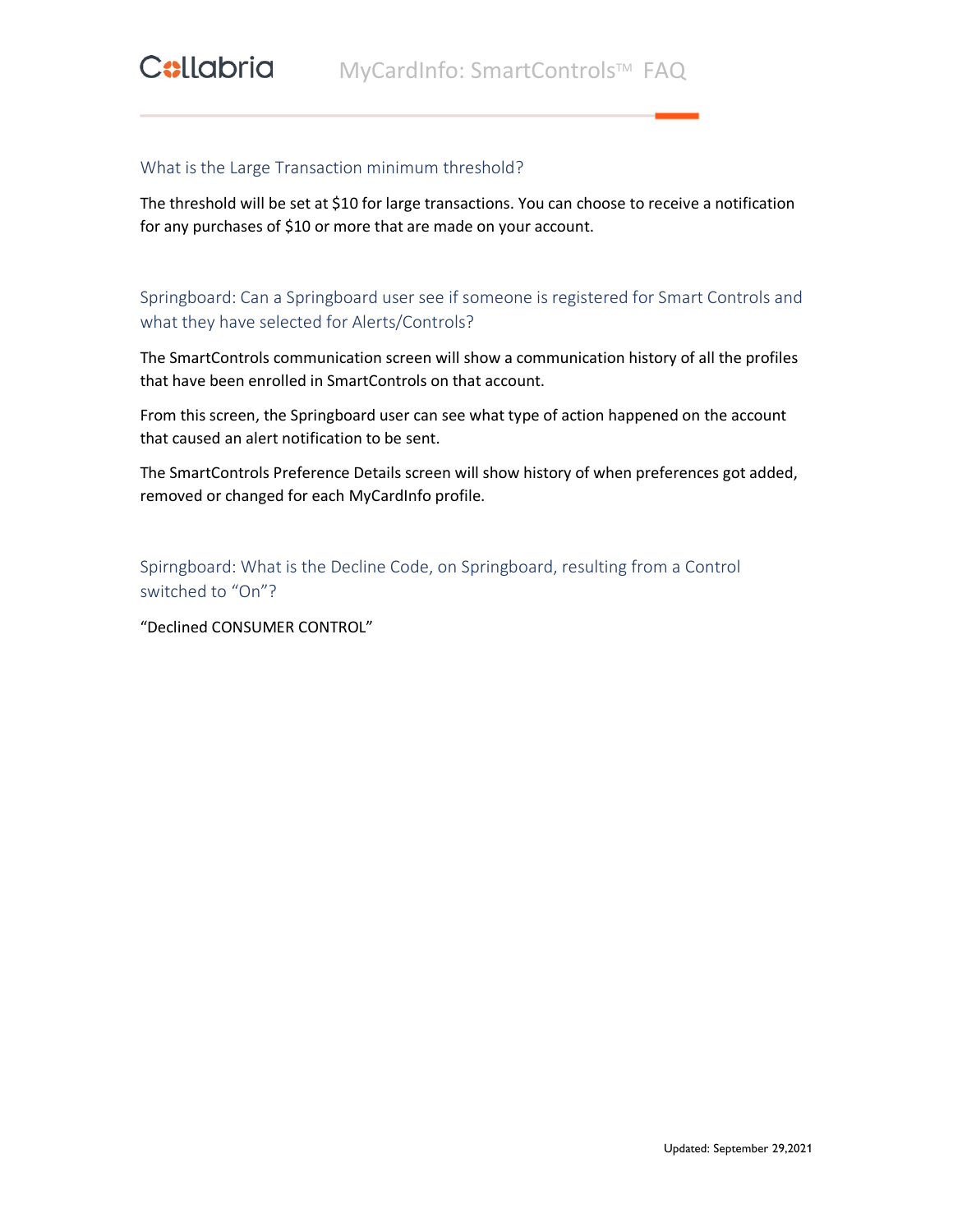## What is the Large Transaction minimum threshold?

The threshold will be set at $10 for large transactions. You can choose to receive a notification for any purchases of $10 or more that are made on your account.

## Springboard: Can a Springboard user see if someone is registered for Smart Controls and what they have selected for Alerts/Controls?

The SmartControls communication screen will show a communication history of all the profiles that have been enrolled in SmartControls on that account.

From this screen, the Springboard user can see what type of action happened on the account that caused an alert notification to be sent.

The SmartControls Preference Details screen will show history of when preferences got added, removed or changed for each MyCardInfo profile.

## Spirngboard: What is the Decline Code, on Springboard, resulting from a Control switched to "On"?

"Declined CONSUMER CONTROL"

Updated: September 29,2021